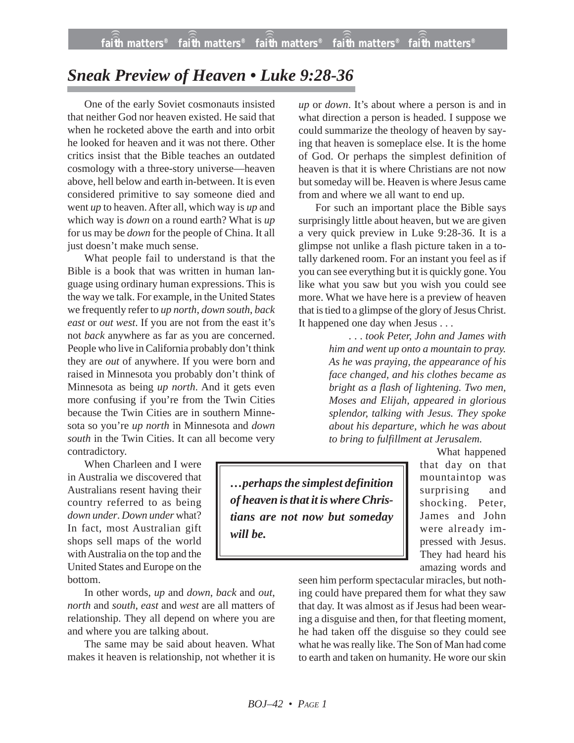# *Sneak Preview of Heaven • Luke 9:28-36*

One of the early Soviet cosmonauts insisted that neither God nor heaven existed. He said that when he rocketed above the earth and into orbit he looked for heaven and it was not there. Other critics insist that the Bible teaches an outdated cosmology with a three-story universe—heaven above, hell below and earth in-between. It is even considered primitive to say someone died and went *up* to heaven. After all, which way is *up* and which way is *down* on a round earth? What is *up* for us may be *down* for the people of China. It all just doesn't make much sense.

What people fail to understand is that the Bible is a book that was written in human language using ordinary human expressions. This is the way we talk. For example, in the United States we frequently refer to *up north*, *down south*, *back east* or *out west*. If you are not from the east it's not *back* anywhere as far as you are concerned. People who live in California probably don't think they are *out* of anywhere. If you were born and raised in Minnesota you probably don't think of Minnesota as being *up north*. And it gets even more confusing if you're from the Twin Cities because the Twin Cities are in southern Minnesota so you're *up north* in Minnesota and *down south* in the Twin Cities. It can all become very contradictory.

When Charleen and I were in Australia we discovered that Australians resent having their country referred to as being *down under*. *Down under* what? In fact, most Australian gift shops sell maps of the world with Australia on the top and the United States and Europe on the bottom.

In other words, *up* and *down*, *back* and *out*, *north* and *south*, *east* and *west* are all matters of relationship. They all depend on where you are and where you are talking about.

The same may be said about heaven. What makes it heaven is relationship, not whether it is *up* or *down*. It's about where a person is and in what direction a person is headed. I suppose we could summarize the theology of heaven by saying that heaven is someplace else. It is the home of God. Or perhaps the simplest definition of heaven is that it is where Christians are not now but someday will be. Heaven is where Jesus came from and where we all want to end up.

For such an important place the Bible says surprisingly little about heaven, but we are given a very quick preview in Luke 9:28-36. It is a glimpse not unlike a flash picture taken in a totally darkened room. For an instant you feel as if you can see everything but it is quickly gone. You like what you saw but you wish you could see more. What we have here is a preview of heaven that is tied to a glimpse of the glory of Jesus Christ. It happened one day when Jesus . . .

> *. . . took Peter, John and James with him and went up onto a mountain to pray. As he was praying, the appearance of his face changed, and his clothes became as bright as a flash of lightening. Two men, Moses and Elijah, appeared in glorious splendor, talking with Jesus. They spoke about his departure, which he was about to bring to fulfillment at Jerusalem.*

> ***…perhaps the simplest definition of heaven is that it is where Christians are not now but someday will be.***

What happened that day on that mountaintop was surprising and shocking. Peter, James and John were already impressed with Jesus. They had heard his amazing words and seen him perform spectacular miracles, but nothing could have prepared them for what they saw that day. It was almost as if Jesus had been wearing a disguise and then, for that fleeting moment, he had taken off the disguise so they could see what he was really like. The Son of Man had come to earth and taken on humanity. He wore our skin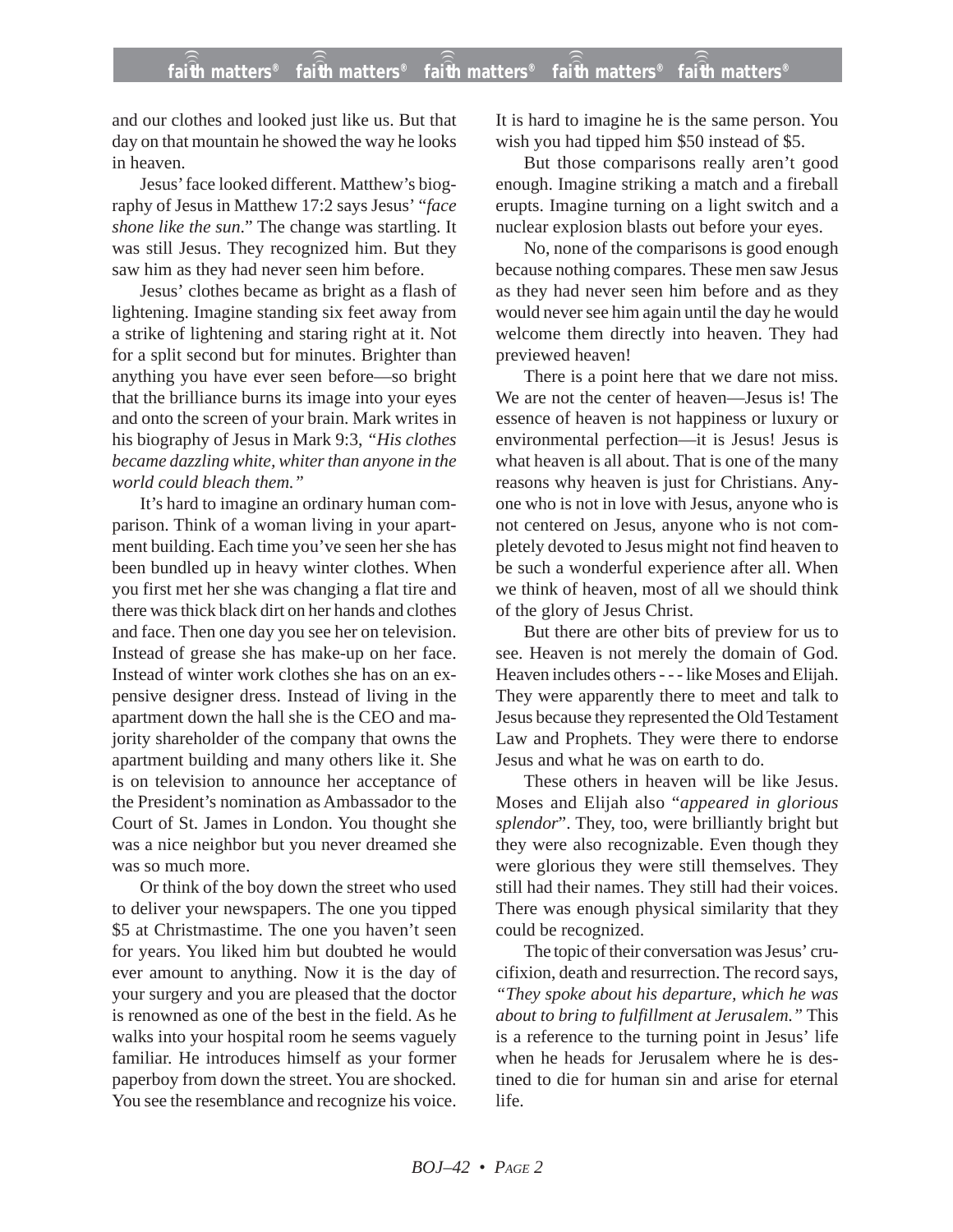and our clothes and looked just like us. But that day on that mountain he showed the way he looks in heaven.

Jesus' face looked different. Matthew's biography of Jesus in Matthew 17:2 says Jesus' "*face shone like the sun*." The change was startling. It was still Jesus. They recognized him. But they saw him as they had never seen him before.

Jesus' clothes became as bright as a flash of lightening. Imagine standing six feet away from a strike of lightening and staring right at it. Not for a split second but for minutes. Brighter than anything you have ever seen before—so bright that the brilliance burns its image into your eyes and onto the screen of your brain. Mark writes in his biography of Jesus in Mark 9:3, *"His clothes became dazzling white, whiter than anyone in the world could bleach them."*

It's hard to imagine an ordinary human comparison. Think of a woman living in your apartment building. Each time you've seen her she has been bundled up in heavy winter clothes. When you first met her she was changing a flat tire and there was thick black dirt on her hands and clothes and face. Then one day you see her on television. Instead of grease she has make-up on her face. Instead of winter work clothes she has on an expensive designer dress. Instead of living in the apartment down the hall she is the CEO and majority shareholder of the company that owns the apartment building and many others like it. She is on television to announce her acceptance of the President's nomination as Ambassador to the Court of St. James in London. You thought she was a nice neighbor but you never dreamed she was so much more.

Or think of the boy down the street who used to deliver your newspapers. The one you tipped $5 at Christmastime. The one you haven't seen for years. You liked him but doubted he would ever amount to anything. Now it is the day of your surgery and you are pleased that the doctor is renowned as one of the best in the field. As he walks into your hospital room he seems vaguely familiar. He introduces himself as your former paperboy from down the street. You are shocked. You see the resemblance and recognize his voice. It is hard to imagine he is the same person. You wish you had tipped him $50 instead of $5.

But those comparisons really aren't good enough. Imagine striking a match and a fireball erupts. Imagine turning on a light switch and a nuclear explosion blasts out before your eyes.

No, none of the comparisons is good enough because nothing compares. These men saw Jesus as they had never seen him before and as they would never see him again until the day he would welcome them directly into heaven. They had previewed heaven!

There is a point here that we dare not miss. We are not the center of heaven—Jesus is! The essence of heaven is not happiness or luxury or environmental perfection—it is Jesus! Jesus is what heaven is all about. That is one of the many reasons why heaven is just for Christians. Anyone who is not in love with Jesus, anyone who is not centered on Jesus, anyone who is not completely devoted to Jesus might not find heaven to be such a wonderful experience after all. When we think of heaven, most of all we should think of the glory of Jesus Christ.

But there are other bits of preview for us to see. Heaven is not merely the domain of God. Heaven includes others - - - like Moses and Elijah. They were apparently there to meet and talk to Jesus because they represented the Old Testament Law and Prophets. They were there to endorse Jesus and what he was on earth to do.

These others in heaven will be like Jesus. Moses and Elijah also "*appeared in glorious splendor*". They, too, were brilliantly bright but they were also recognizable. Even though they were glorious they were still themselves. They still had their names. They still had their voices. There was enough physical similarity that they could be recognized.

The topic of their conversation was Jesus' crucifixion, death and resurrection. The record says, *"They spoke about his departure, which he was about to bring to fulfillment at Jerusalem."* This is a reference to the turning point in Jesus' life when he heads for Jerusalem where he is destined to die for human sin and arise for eternal life.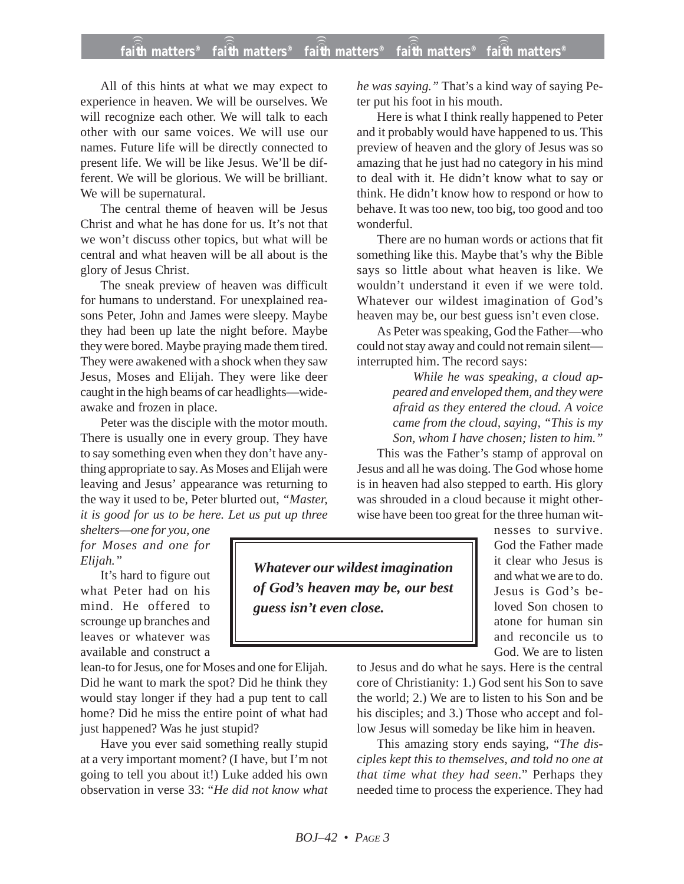All of this hints at what we may expect to experience in heaven. We will be ourselves. We will recognize each other. We will talk to each other with our same voices. We will use our names. Future life will be directly connected to present life. We will be like Jesus. We'll be different. We will be glorious. We will be brilliant. We will be supernatural.

The central theme of heaven will be Jesus Christ and what he has done for us. It's not that we won't discuss other topics, but what will be central and what heaven will be all about is the glory of Jesus Christ.

The sneak preview of heaven was difficult for humans to understand. For unexplained reasons Peter, John and James were sleepy. Maybe they had been up late the night before. Maybe they were bored. Maybe praying made them tired. They were awakened with a shock when they saw Jesus, Moses and Elijah. They were like deer caught in the high beams of car headlights—wide-awake and frozen in place.

Peter was the disciple with the motor mouth. There is usually one in every group. They have to say something even when they don't have anything appropriate to say. As Moses and Elijah were leaving and Jesus' appearance was returning to the way it used to be, Peter blurted out, *"Master, it is good for us to be here. Let us put up three shelters—one for you, one for Moses and one for Elijah."*

It's hard to figure out what Peter had on his mind. He offered to scrounge up branches and leaves or whatever was available and construct a lean-to for Jesus, one for Moses and one for Elijah. Did he want to mark the spot? Did he think they would stay longer if they had a pup tent to call home? Did he miss the entire point of what had just happened? Was he just stupid?

Have you ever said something really stupid at a very important moment? (I have, but I'm not going to tell you about it!) Luke added his own observation in verse 33: "*He did not know what he was saying."* That's a kind way of saying Peter put his foot in his mouth.

Here is what I think really happened to Peter and it probably would have happened to us. This preview of heaven and the glory of Jesus was so amazing that he just had no category in his mind to deal with it. He didn't know what to say or think. He didn't know how to respond or how to behave. It was too new, too big, too good and too wonderful.

There are no human words or actions that fit something like this. Maybe that's why the Bible says so little about what heaven is like. We wouldn't understand it even if we were told. Whatever our wildest imagination of God's heaven may be, our best guess isn't even close.

As Peter was speaking, God the Father—who could not stay away and could not remain silent—interrupted him. The record says:

> *While he was speaking, a cloud appeared and enveloped them, and they were afraid as they entered the cloud. A voice came from the cloud, saying, "This is my Son, whom I have chosen; listen to him."*

This was the Father's stamp of approval on Jesus and all he was doing. The God whose home is in heaven had also stepped to earth. His glory was shrouded in a cloud because it might otherwise have been too great for the three human witnesses to survive. God the Father made it clear who Jesus is and what we are to do. Jesus is God's beloved Son chosen to atone for human sin and reconcile us to God. We are to listen to Jesus and do what he says. Here is the central core of Christianity: 1.) God sent his Son to save the world; 2.) We are to listen to his Son and be his disciples; and 3.) Those who accept and follow Jesus will someday be like him in heaven.

> ***Whatever our wildest imagination of God's heaven may be, our best guess isn't even close.***

This amazing story ends saying, "*The disciples kept this to themselves, and told no one at that time what they had seen*." Perhaps they needed time to process the experience. They had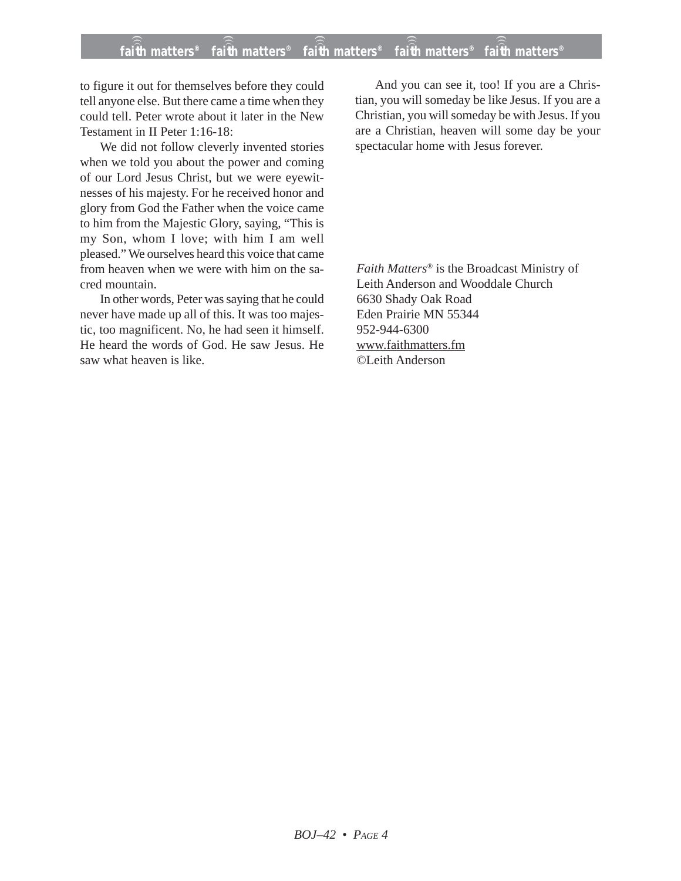to figure it out for themselves before they could tell anyone else. But there came a time when they could tell. Peter wrote about it later in the New Testament in II Peter 1:16-18:

We did not follow cleverly invented stories when we told you about the power and coming of our Lord Jesus Christ, but we were eyewitnesses of his majesty. For he received honor and glory from God the Father when the voice came to him from the Majestic Glory, saying, "This is my Son, whom I love; with him I am well pleased." We ourselves heard this voice that came from heaven when we were with him on the sacred mountain.

In other words, Peter was saying that he could never have made up all of this. It was too majestic, too magnificent. No, he had seen it himself. He heard the words of God. He saw Jesus. He saw what heaven is like.

And you can see it, too! If you are a Christian, you will someday be like Jesus. If you are a Christian, you will someday be with Jesus. If you are a Christian, heaven will some day be your spectacular home with Jesus forever.

*Faith Matters*® is the Broadcast Ministry of
Leith Anderson and Wooddale Church
6630 Shady Oak Road
Eden Prairie MN 55344
952-944-6300
www.faithmatters.fm
©Leith Anderson